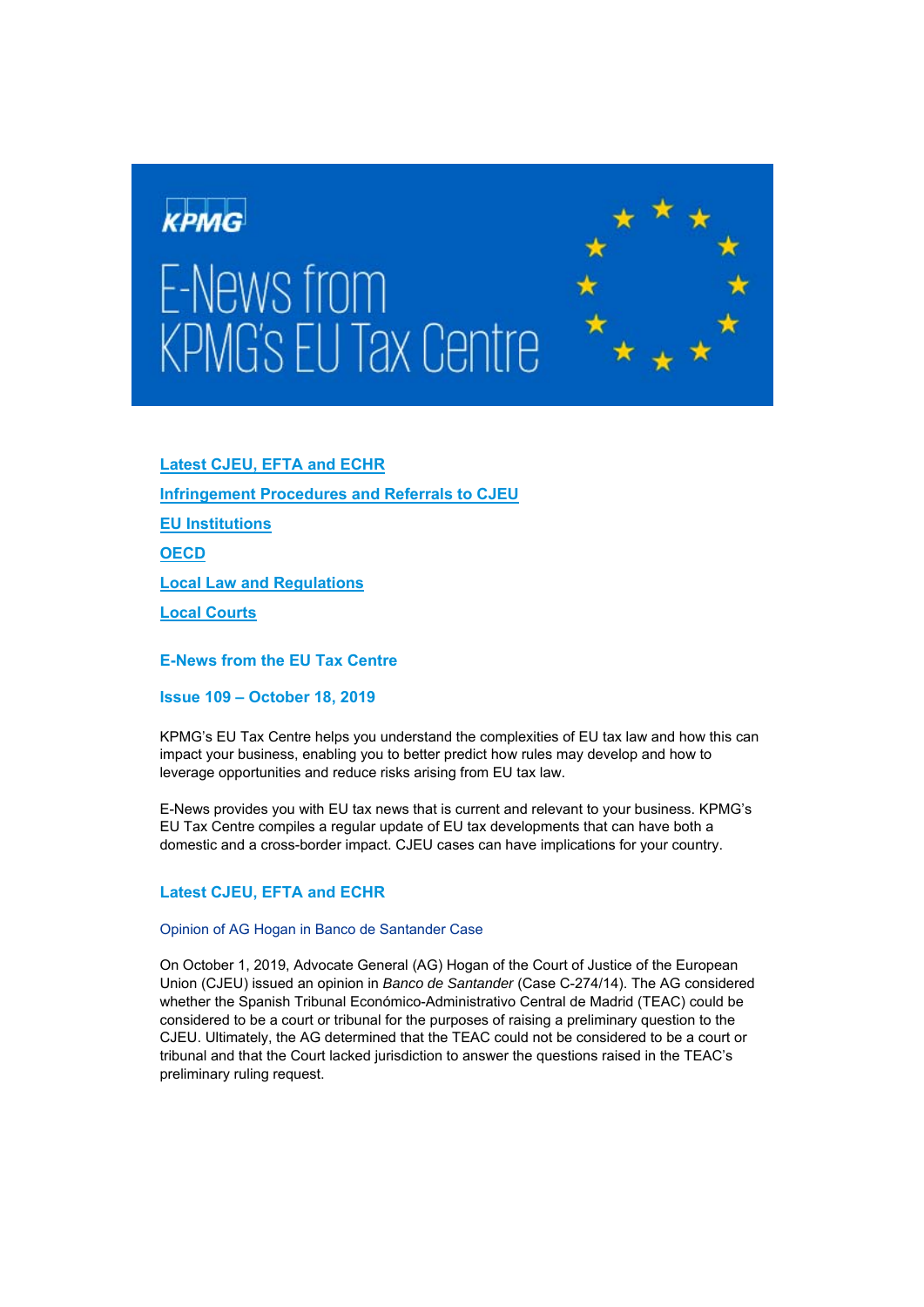# E-News from KPMG's EU Tax Centre

- Latest CJEU, EFTA and ECHR
- Infringement Procedures and Referrals to CJEU
- EU Institutions
- OECD
- Local Law and Regulations
- Local Courts

## E-News from the EU Tax Centre

### Issue 109 – October 18, 2019

KPMG's EU Tax Centre helps you understand the complexities of EU tax law and how this can impact your business, enabling you to better predict how rules may develop and how to leverage opportunities and reduce risks arising from EU tax law.

E-News provides you with EU tax news that is current and relevant to your business. KPMG's EU Tax Centre compiles a regular update of EU tax developments that can have both a domestic and a cross-border impact. CJEU cases can have implications for your country.

## Latest CJEU, EFTA and ECHR

### Opinion of AG Hogan in Banco de Santander Case

On October 1, 2019, Advocate General (AG) Hogan of the Court of Justice of the European Union (CJEU) issued an opinion in *Banco de Santander* (Case C-274/14). The AG considered whether the Spanish Tribunal Económico-Administrativo Central de Madrid (TEAC) could be considered to be a court or tribunal for the purposes of raising a preliminary question to the CJEU. Ultimately, the AG determined that the TEAC could not be considered to be a court or tribunal and that the Court lacked jurisdiction to answer the questions raised in the TEAC's preliminary ruling request.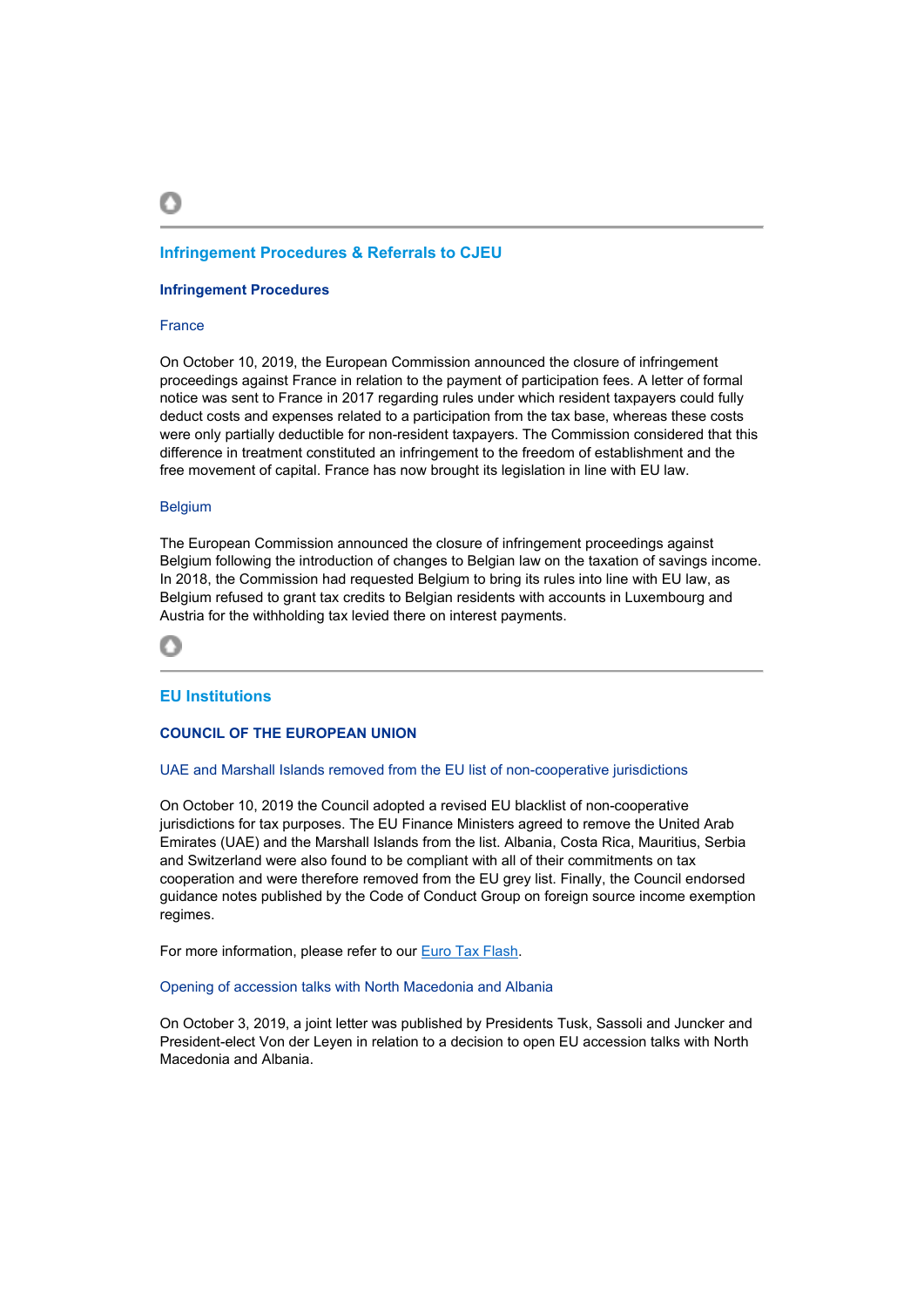## Infringement Procedures & Referrals to CJEU

### Infringement Procedures

#### France

On October 10, 2019, the European Commission announced the closure of infringement proceedings against France in relation to the payment of participation fees. A letter of formal notice was sent to France in 2017 regarding rules under which resident taxpayers could fully deduct costs and expenses related to a participation from the tax base, whereas these costs were only partially deductible for non-resident taxpayers. The Commission considered that this difference in treatment constituted an infringement to the freedom of establishment and the free movement of capital. France has now brought its legislation in line with EU law.

#### Belgium

The European Commission announced the closure of infringement proceedings against Belgium following the introduction of changes to Belgian law on the taxation of savings income. In 2018, the Commission had requested Belgium to bring its rules into line with EU law, as Belgium refused to grant tax credits to Belgian residents with accounts in Luxembourg and Austria for the withholding tax levied there on interest payments.

## EU Institutions

### COUNCIL OF THE EUROPEAN UNION

#### UAE and Marshall Islands removed from the EU list of non-cooperative jurisdictions

On October 10, 2019 the Council adopted a revised EU blacklist of non-cooperative jurisdictions for tax purposes. The EU Finance Ministers agreed to remove the United Arab Emirates (UAE) and the Marshall Islands from the list. Albania, Costa Rica, Mauritius, Serbia and Switzerland were also found to be compliant with all of their commitments on tax cooperation and were therefore removed from the EU grey list. Finally, the Council endorsed guidance notes published by the Code of Conduct Group on foreign source income exemption regimes.

For more information, please refer to our Euro Tax Flash.

#### Opening of accession talks with North Macedonia and Albania

On October 3, 2019, a joint letter was published by Presidents Tusk, Sassoli and Juncker and President-elect Von der Leyen in relation to a decision to open EU accession talks with North Macedonia and Albania.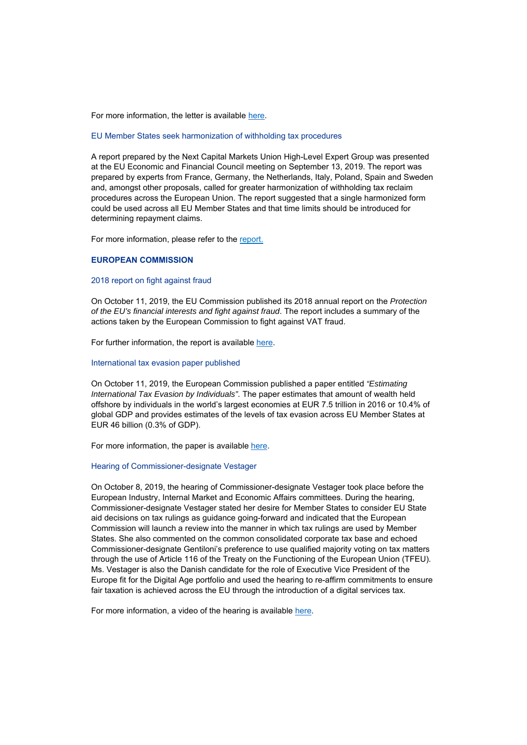For more information, the letter is available here.

### EU Member States seek harmonization of withholding tax procedures

A report prepared by the Next Capital Markets Union High-Level Expert Group was presented at the EU Economic and Financial Council meeting on September 13, 2019. The report was prepared by experts from France, Germany, the Netherlands, Italy, Poland, Spain and Sweden and, amongst other proposals, called for greater harmonization of withholding tax reclaim procedures across the European Union. The report suggested that a single harmonized form could be used across all EU Member States and that time limits should be introduced for determining repayment claims.

For more information, please refer to the report.

## EUROPEAN COMMISSION

### 2018 report on fight against fraud

On October 11, 2019, the EU Commission published its 2018 annual report on the *Protection of the EU's financial interests and fight against fraud*. The report includes a summary of the actions taken by the European Commission to fight against VAT fraud.

For further information, the report is available here.

### International tax evasion paper published

On October 11, 2019, the European Commission published a paper entitled *"Estimating International Tax Evasion by Individuals"*. The paper estimates that amount of wealth held offshore by individuals in the world's largest economies at EUR 7.5 trillion in 2016 or 10.4% of global GDP and provides estimates of the levels of tax evasion across EU Member States at EUR 46 billion (0.3% of GDP).

For more information, the paper is available here.

### Hearing of Commissioner-designate Vestager

On October 8, 2019, the hearing of Commissioner-designate Vestager took place before the European Industry, Internal Market and Economic Affairs committees. During the hearing, Commissioner-designate Vestager stated her desire for Member States to consider EU State aid decisions on tax rulings as guidance going-forward and indicated that the European Commission will launch a review into the manner in which tax rulings are used by Member States. She also commented on the common consolidated corporate tax base and echoed Commissioner-designate Gentiloni's preference to use qualified majority voting on tax matters through the use of Article 116 of the Treaty on the Functioning of the European Union (TFEU). Ms. Vestager is also the Danish candidate for the role of Executive Vice President of the Europe fit for the Digital Age portfolio and used the hearing to re-affirm commitments to ensure fair taxation is achieved across the EU through the introduction of a digital services tax.

For more information, a video of the hearing is available here.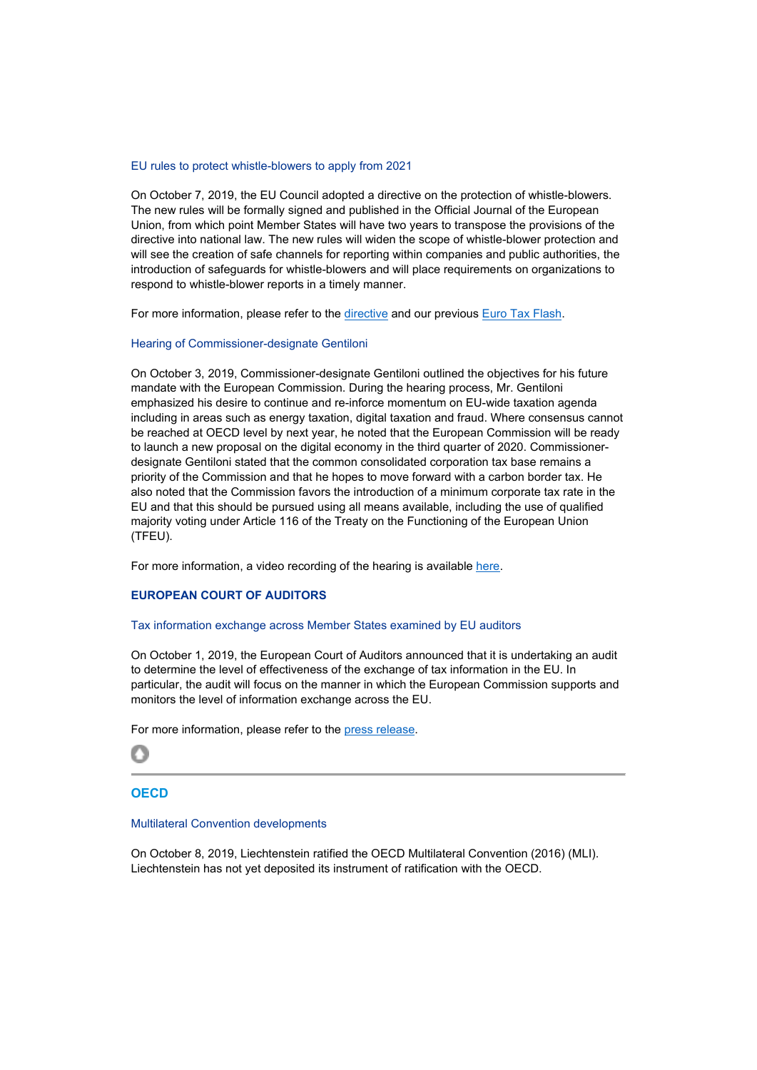### EU rules to protect whistle-blowers to apply from 2021

On October 7, 2019, the EU Council adopted a directive on the protection of whistle-blowers. The new rules will be formally signed and published in the Official Journal of the European Union, from which point Member States will have two years to transpose the provisions of the directive into national law. The new rules will widen the scope of whistle-blower protection and will see the creation of safe channels for reporting within companies and public authorities, the introduction of safeguards for whistle-blowers and will place requirements on organizations to respond to whistle-blower reports in a timely manner.

For more information, please refer to the directive and our previous Euro Tax Flash.

### Hearing of Commissioner-designate Gentiloni

On October 3, 2019, Commissioner-designate Gentiloni outlined the objectives for his future mandate with the European Commission. During the hearing process, Mr. Gentiloni emphasized his desire to continue and re-inforce momentum on EU-wide taxation agenda including in areas such as energy taxation, digital taxation and fraud. Where consensus cannot be reached at OECD level by next year, he noted that the European Commission will be ready to launch a new proposal on the digital economy in the third quarter of 2020. Commissioner-designate Gentiloni stated that the common consolidated corporation tax base remains a priority of the Commission and that he hopes to move forward with a carbon border tax. He also noted that the Commission favors the introduction of a minimum corporate tax rate in the EU and that this should be pursued using all means available, including the use of qualified majority voting under Article 116 of the Treaty on the Functioning of the European Union (TFEU).

For more information, a video recording of the hearing is available here.

## EUROPEAN COURT OF AUDITORS

### Tax information exchange across Member States examined by EU auditors

On October 1, 2019, the European Court of Auditors announced that it is undertaking an audit to determine the level of effectiveness of the exchange of tax information in the EU. In particular, the audit will focus on the manner in which the European Commission supports and monitors the level of information exchange across the EU.

For more information, please refer to the press release.

---

## OECD

### Multilateral Convention developments

On October 8, 2019, Liechtenstein ratified the OECD Multilateral Convention (2016) (MLI). Liechtenstein has not yet deposited its instrument of ratification with the OECD.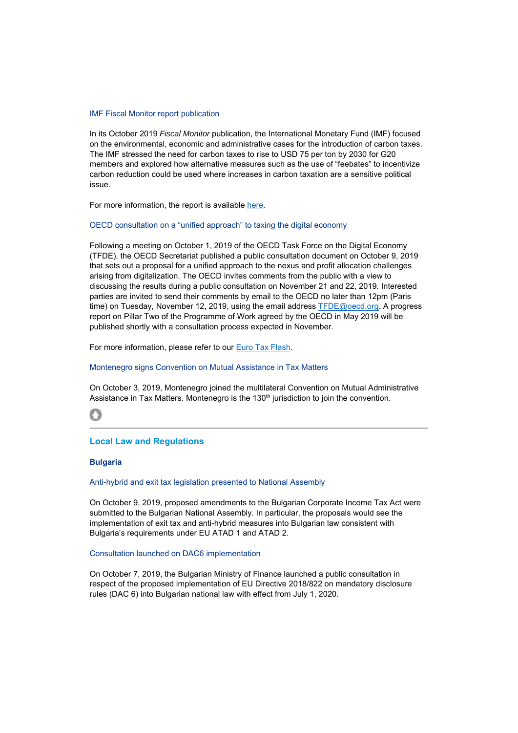### IMF Fiscal Monitor report publication

In its October 2019 *Fiscal Monitor* publication, the International Monetary Fund (IMF) focused on the environmental, economic and administrative cases for the introduction of carbon taxes. The IMF stressed the need for carbon taxes to rise to USD 75 per ton by 2030 for G20 members and explored how alternative measures such as the use of "feebates" to incentivize carbon reduction could be used where increases in carbon taxation are a sensitive political issue.

For more information, the report is available here.

### OECD consultation on a "unified approach" to taxing the digital economy

Following a meeting on October 1, 2019 of the OECD Task Force on the Digital Economy (TFDE), the OECD Secretariat published a public consultation document on October 9, 2019 that sets out a proposal for a unified approach to the nexus and profit allocation challenges arising from digitalization. The OECD invites comments from the public with a view to discussing the results during a public consultation on November 21 and 22, 2019. Interested parties are invited to send their comments by email to the OECD no later than 12pm (Paris time) on Tuesday, November 12, 2019, using the email address TFDE@oecd.org. A progress report on Pillar Two of the Programme of Work agreed by the OECD in May 2019 will be published shortly with a consultation process expected in November.

For more information, please refer to our Euro Tax Flash.

### Montenegro signs Convention on Mutual Assistance in Tax Matters

On October 3, 2019, Montenegro joined the multilateral Convention on Mutual Administrative Assistance in Tax Matters. Montenegro is the 130th jurisdiction to join the convention.

---

## Local Law and Regulations

### Bulgaria

#### Anti-hybrid and exit tax legislation presented to National Assembly

On October 9, 2019, proposed amendments to the Bulgarian Corporate Income Tax Act were submitted to the Bulgarian National Assembly. In particular, the proposals would see the implementation of exit tax and anti-hybrid measures into Bulgarian law consistent with Bulgaria's requirements under EU ATAD 1 and ATAD 2.

#### Consultation launched on DAC6 implementation

On October 7, 2019, the Bulgarian Ministry of Finance launched a public consultation in respect of the proposed implementation of EU Directive 2018/822 on mandatory disclosure rules (DAC 6) into Bulgarian national law with effect from July 1, 2020.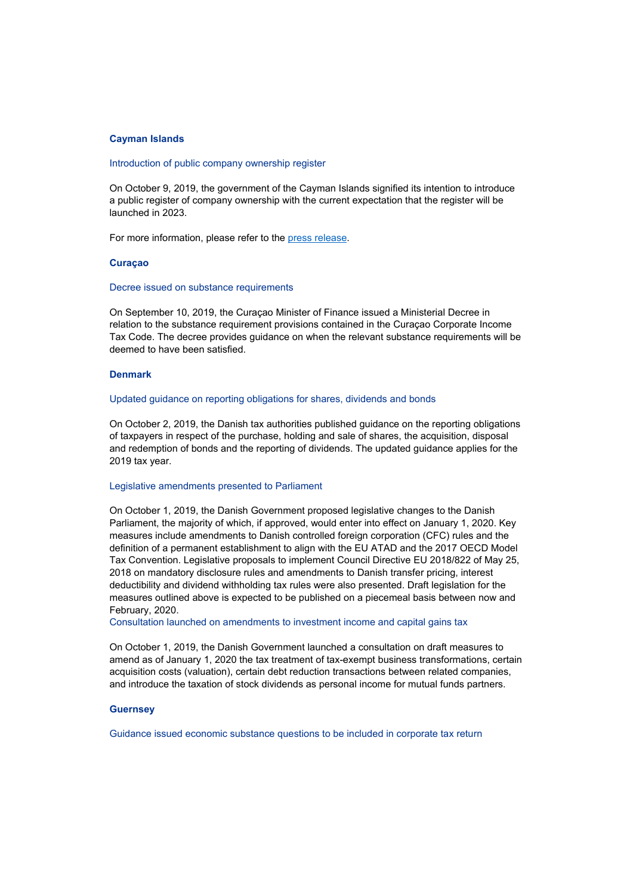## Cayman Islands

### Introduction of public company ownership register

On October 9, 2019, the government of the Cayman Islands signified its intention to introduce a public register of company ownership with the current expectation that the register will be launched in 2023.

For more information, please refer to the [press release](press release).

## Curaçao

### Decree issued on substance requirements

On September 10, 2019, the Curaçao Minister of Finance issued a Ministerial Decree in relation to the substance requirement provisions contained in the Curaçao Corporate Income Tax Code. The decree provides guidance on when the relevant substance requirements will be deemed to have been satisfied.

## Denmark

### Updated guidance on reporting obligations for shares, dividends and bonds

On October 2, 2019, the Danish tax authorities published guidance on the reporting obligations of taxpayers in respect of the purchase, holding and sale of shares, the acquisition, disposal and redemption of bonds and the reporting of dividends. The updated guidance applies for the 2019 tax year.

### Legislative amendments presented to Parliament

On October 1, 2019, the Danish Government proposed legislative changes to the Danish Parliament, the majority of which, if approved, would enter into effect on January 1, 2020. Key measures include amendments to Danish controlled foreign corporation (CFC) rules and the definition of a permanent establishment to align with the EU ATAD and the 2017 OECD Model Tax Convention. Legislative proposals to implement Council Directive EU 2018/822 of May 25, 2018 on mandatory disclosure rules and amendments to Danish transfer pricing, interest deductibility and dividend withholding tax rules were also presented. Draft legislation for the measures outlined above is expected to be published on a piecemeal basis between now and February, 2020.

### Consultation launched on amendments to investment income and capital gains tax

On October 1, 2019, the Danish Government launched a consultation on draft measures to amend as of January 1, 2020 the tax treatment of tax-exempt business transformations, certain acquisition costs (valuation), certain debt reduction transactions between related companies, and introduce the taxation of stock dividends as personal income for mutual funds partners.

## Guernsey

### Guidance issued economic substance questions to be included in corporate tax return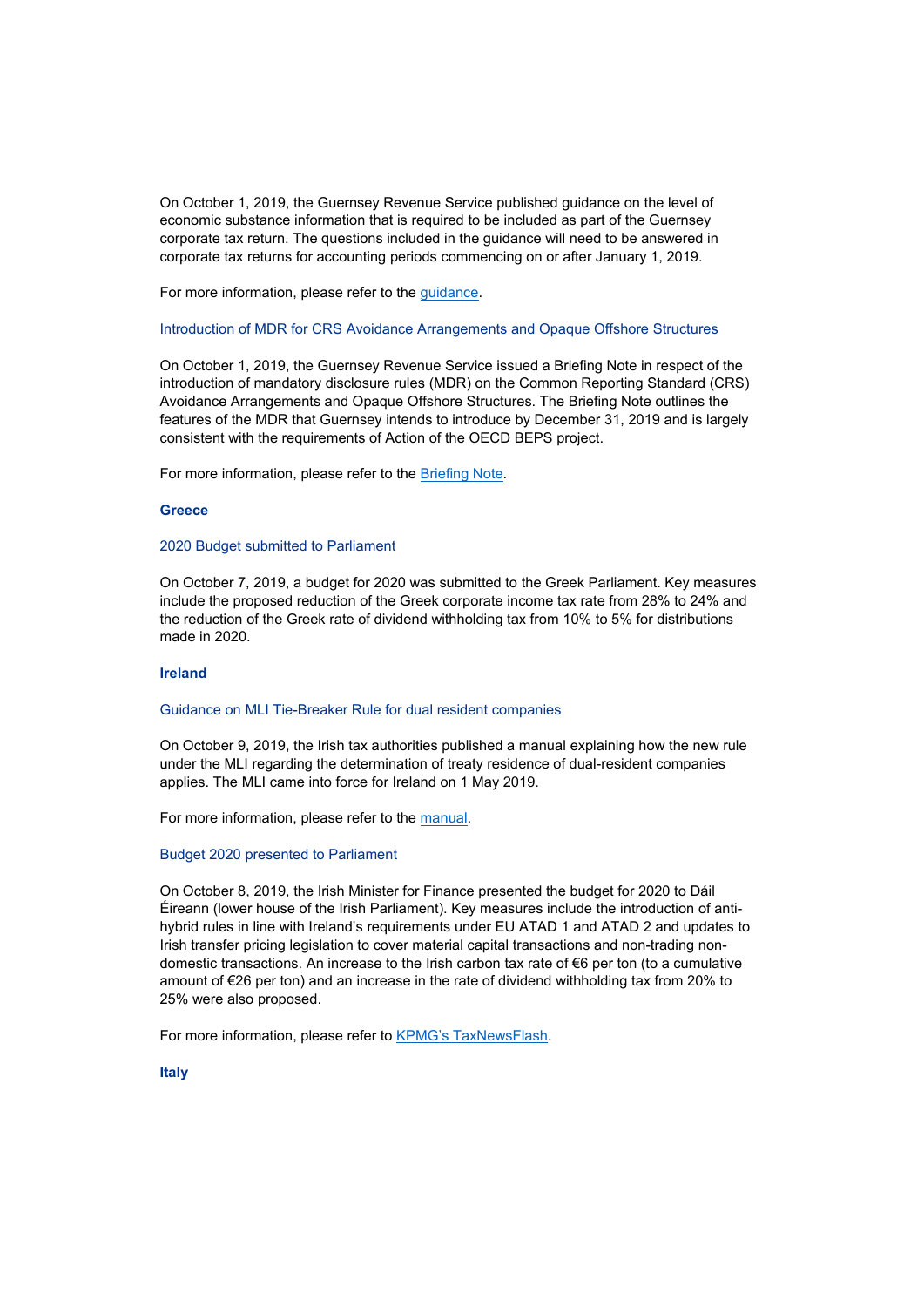On October 1, 2019, the Guernsey Revenue Service published guidance on the level of economic substance information that is required to be included as part of the Guernsey corporate tax return. The questions included in the guidance will need to be answered in corporate tax returns for accounting periods commencing on or after January 1, 2019.

For more information, please refer to the guidance.

### Introduction of MDR for CRS Avoidance Arrangements and Opaque Offshore Structures

On October 1, 2019, the Guernsey Revenue Service issued a Briefing Note in respect of the introduction of mandatory disclosure rules (MDR) on the Common Reporting Standard (CRS) Avoidance Arrangements and Opaque Offshore Structures. The Briefing Note outlines the features of the MDR that Guernsey intends to introduce by December 31, 2019 and is largely consistent with the requirements of Action of the OECD BEPS project.

For more information, please refer to the Briefing Note.

## Greece

### 2020 Budget submitted to Parliament

On October 7, 2019, a budget for 2020 was submitted to the Greek Parliament. Key measures include the proposed reduction of the Greek corporate income tax rate from 28% to 24% and the reduction of the Greek rate of dividend withholding tax from 10% to 5% for distributions made in 2020.

## Ireland

### Guidance on MLI Tie-Breaker Rule for dual resident companies

On October 9, 2019, the Irish tax authorities published a manual explaining how the new rule under the MLI regarding the determination of treaty residence of dual-resident companies applies. The MLI came into force for Ireland on 1 May 2019.

For more information, please refer to the manual.

### Budget 2020 presented to Parliament

On October 8, 2019, the Irish Minister for Finance presented the budget for 2020 to Dáil Éireann (lower house of the Irish Parliament). Key measures include the introduction of anti-hybrid rules in line with Ireland's requirements under EU ATAD 1 and ATAD 2 and updates to Irish transfer pricing legislation to cover material capital transactions and non-trading non-domestic transactions. An increase to the Irish carbon tax rate of €6 per ton (to a cumulative amount of €26 per ton) and an increase in the rate of dividend withholding tax from 20% to 25% were also proposed.

For more information, please refer to KPMG's TaxNewsFlash.

## Italy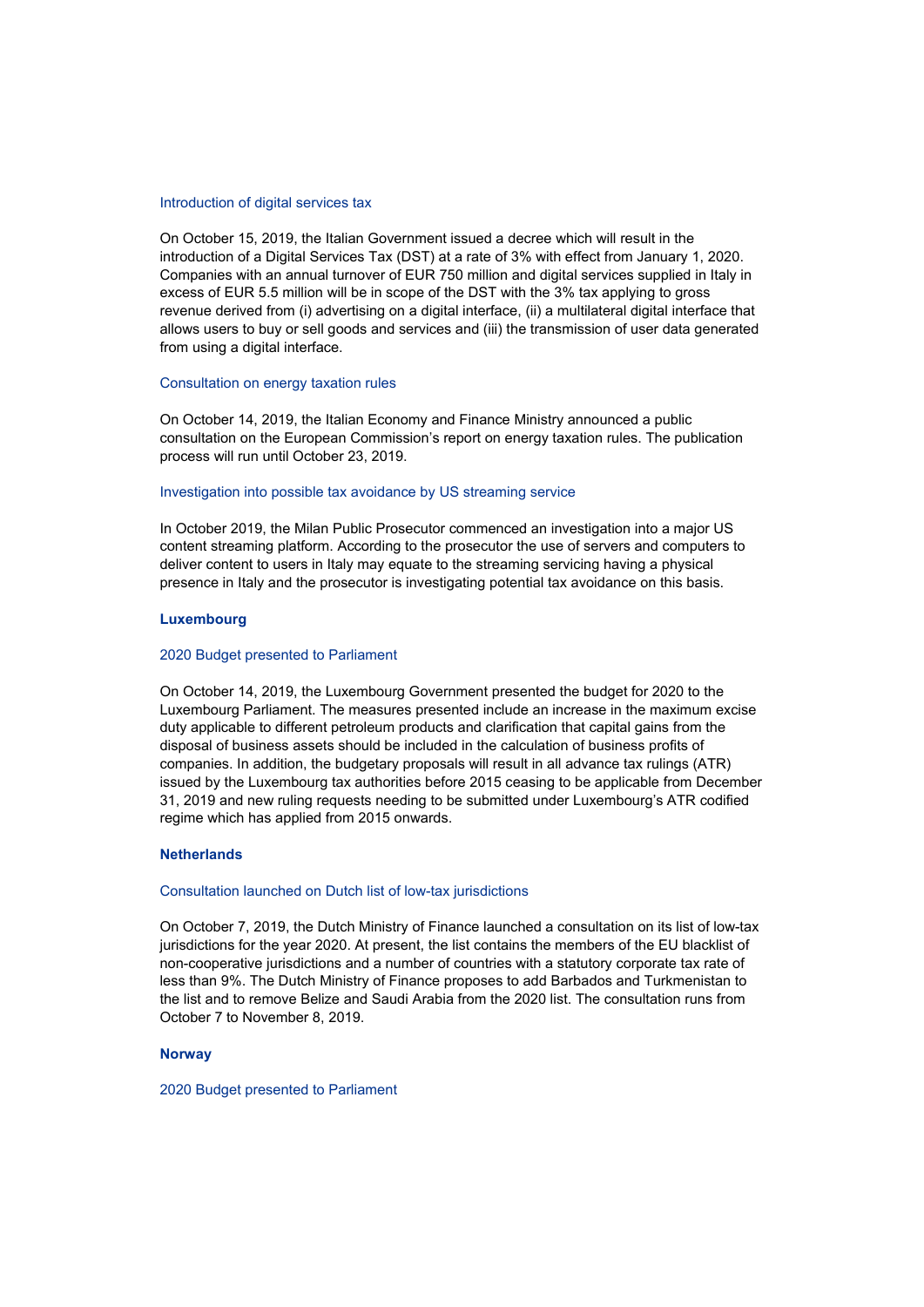### Introduction of digital services tax

On October 15, 2019, the Italian Government issued a decree which will result in the introduction of a Digital Services Tax (DST) at a rate of 3% with effect from January 1, 2020. Companies with an annual turnover of EUR 750 million and digital services supplied in Italy in excess of EUR 5.5 million will be in scope of the DST with the 3% tax applying to gross revenue derived from (i) advertising on a digital interface, (ii) a multilateral digital interface that allows users to buy or sell goods and services and (iii) the transmission of user data generated from using a digital interface.

### Consultation on energy taxation rules

On October 14, 2019, the Italian Economy and Finance Ministry announced a public consultation on the European Commission's report on energy taxation rules. The publication process will run until October 23, 2019.

### Investigation into possible tax avoidance by US streaming service

In October 2019, the Milan Public Prosecutor commenced an investigation into a major US content streaming platform. According to the prosecutor the use of servers and computers to deliver content to users in Italy may equate to the streaming servicing having a physical presence in Italy and the prosecutor is investigating potential tax avoidance on this basis.

## Luxembourg

### 2020 Budget presented to Parliament

On October 14, 2019, the Luxembourg Government presented the budget for 2020 to the Luxembourg Parliament. The measures presented include an increase in the maximum excise duty applicable to different petroleum products and clarification that capital gains from the disposal of business assets should be included in the calculation of business profits of companies. In addition, the budgetary proposals will result in all advance tax rulings (ATR) issued by the Luxembourg tax authorities before 2015 ceasing to be applicable from December 31, 2019 and new ruling requests needing to be submitted under Luxembourg's ATR codified regime which has applied from 2015 onwards.

## Netherlands

### Consultation launched on Dutch list of low-tax jurisdictions

On October 7, 2019, the Dutch Ministry of Finance launched a consultation on its list of low-tax jurisdictions for the year 2020. At present, the list contains the members of the EU blacklist of non-cooperative jurisdictions and a number of countries with a statutory corporate tax rate of less than 9%. The Dutch Ministry of Finance proposes to add Barbados and Turkmenistan to the list and to remove Belize and Saudi Arabia from the 2020 list. The consultation runs from October 7 to November 8, 2019.

## Norway

### 2020 Budget presented to Parliament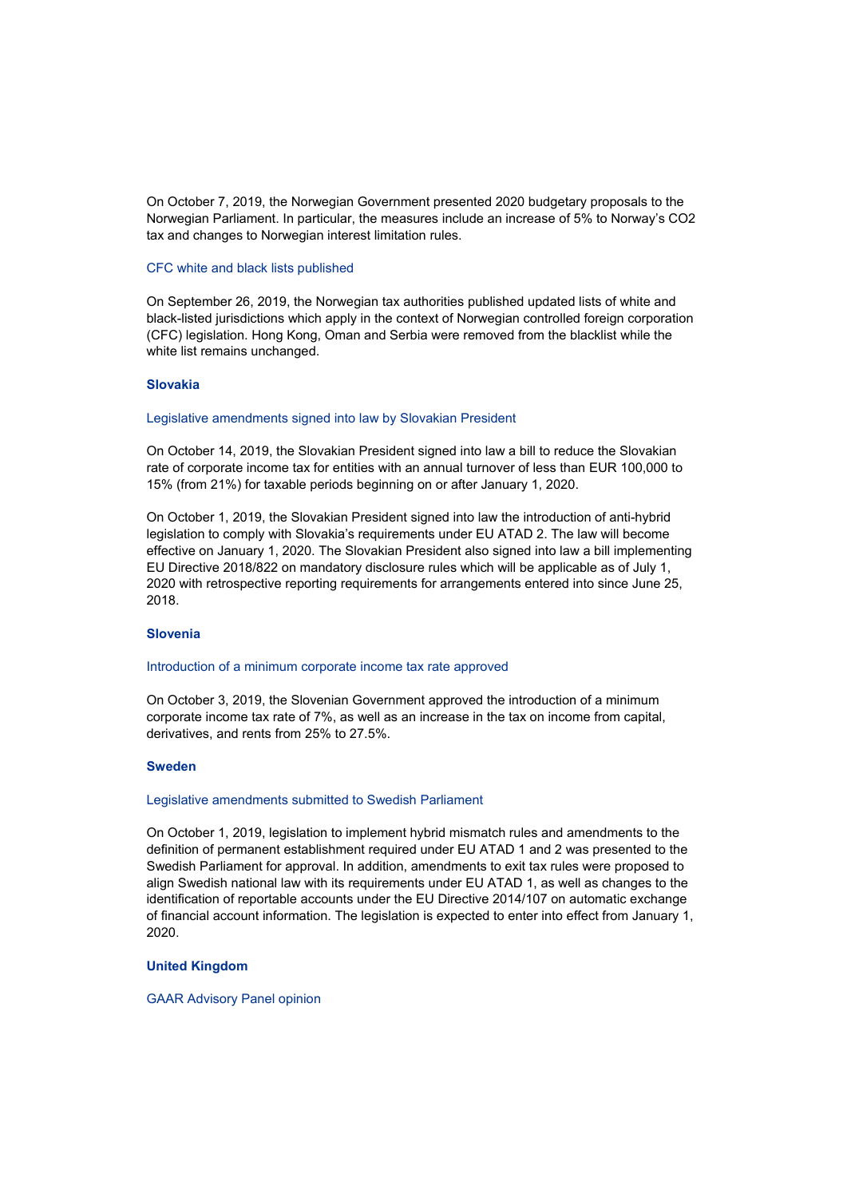On October 7, 2019, the Norwegian Government presented 2020 budgetary proposals to the Norwegian Parliament. In particular, the measures include an increase of 5% to Norway's $CO_2$ tax and changes to Norwegian interest limitation rules.

### CFC white and black lists published

On September 26, 2019, the Norwegian tax authorities published updated lists of white and black-listed jurisdictions which apply in the context of Norwegian controlled foreign corporation (CFC) legislation. Hong Kong, Oman and Serbia were removed from the blacklist while the white list remains unchanged.

## Slovakia

### Legislative amendments signed into law by Slovakian President

On October 14, 2019, the Slovakian President signed into law a bill to reduce the Slovakian rate of corporate income tax for entities with an annual turnover of less than EUR 100,000 to 15% (from 21%) for taxable periods beginning on or after January 1, 2020.

On October 1, 2019, the Slovakian President signed into law the introduction of anti-hybrid legislation to comply with Slovakia's requirements under EU ATAD 2. The law will become effective on January 1, 2020. The Slovakian President also signed into law a bill implementing EU Directive 2018/822 on mandatory disclosure rules which will be applicable as of July 1, 2020 with retrospective reporting requirements for arrangements entered into since June 25, 2018.

## Slovenia

### Introduction of a minimum corporate income tax rate approved

On October 3, 2019, the Slovenian Government approved the introduction of a minimum corporate income tax rate of 7%, as well as an increase in the tax on income from capital, derivatives, and rents from 25% to 27.5%.

## Sweden

### Legislative amendments submitted to Swedish Parliament

On October 1, 2019, legislation to implement hybrid mismatch rules and amendments to the definition of permanent establishment required under EU ATAD 1 and 2 was presented to the Swedish Parliament for approval. In addition, amendments to exit tax rules were proposed to align Swedish national law with its requirements under EU ATAD 1, as well as changes to the identification of reportable accounts under the EU Directive 2014/107 on automatic exchange of financial account information. The legislation is expected to enter into effect from January 1, 2020.

## United Kingdom

### GAAR Advisory Panel opinion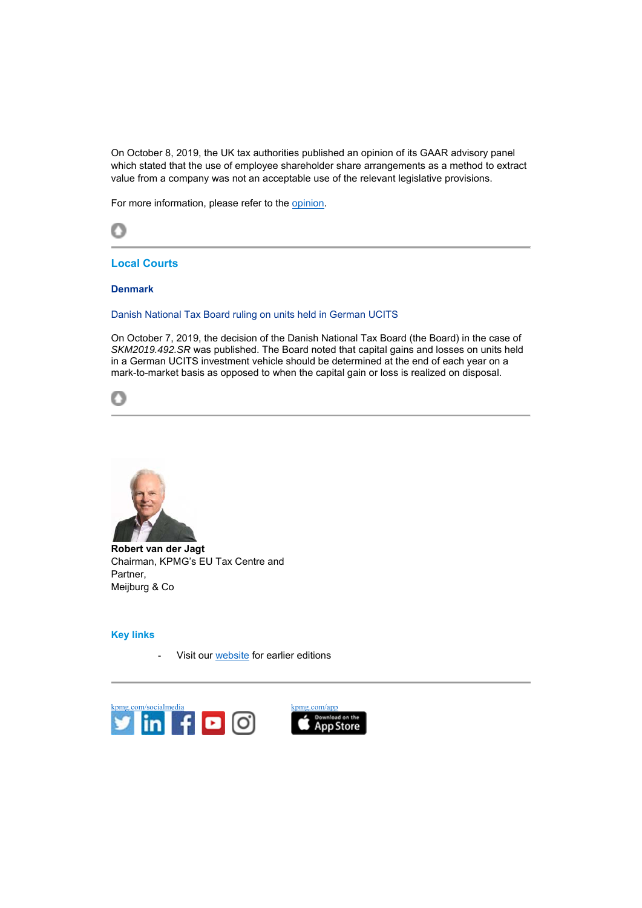On October 8, 2019, the UK tax authorities published an opinion of its GAAR advisory panel which stated that the use of employee shareholder share arrangements as a method to extract value from a company was not an acceptable use of the relevant legislative provisions.

For more information, please refer to the opinion.

## Local Courts

### Denmark

Danish National Tax Board ruling on units held in German UCITS

On October 7, 2019, the decision of the Danish National Tax Board (the Board) in the case of *SKM2019.492.SR* was published. The Board noted that capital gains and losses on units held in a German UCITS investment vehicle should be determined at the end of each year on a mark-to-market basis as opposed to when the capital gain or loss is realized on disposal.

**Robert van der Jagt**
Chairman, KPMG's EU Tax Centre and
Partner,
Meijburg & Co

### Key links

- Visit our website for earlier editions

kpmg.com/socialmedia

kpmg.com/app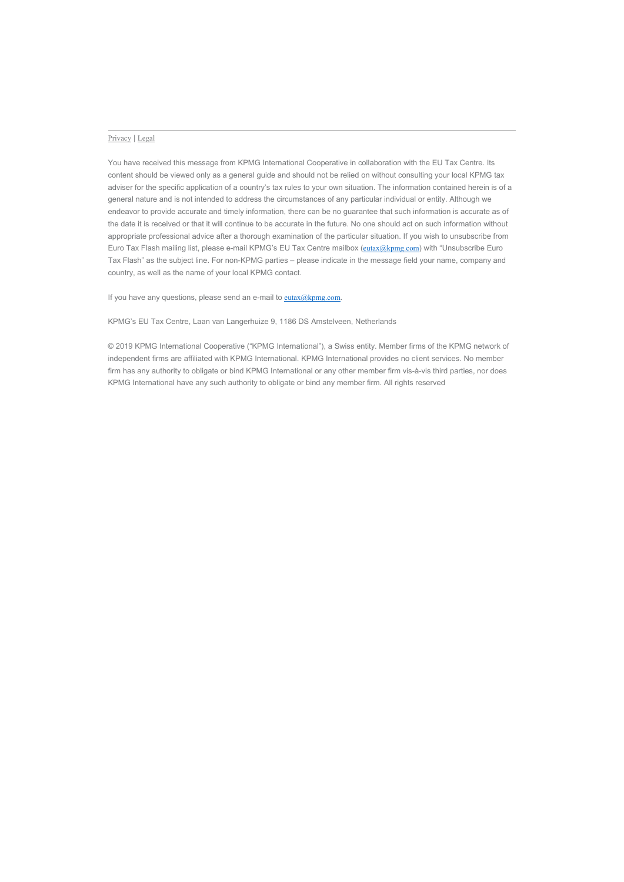Privacy | Legal

You have received this message from KPMG International Cooperative in collaboration with the EU Tax Centre. Its content should be viewed only as a general guide and should not be relied on without consulting your local KPMG tax adviser for the specific application of a country's tax rules to your own situation. The information contained herein is of a general nature and is not intended to address the circumstances of any particular individual or entity. Although we endeavor to provide accurate and timely information, there can be no guarantee that such information is accurate as of the date it is received or that it will continue to be accurate in the future. No one should act on such information without appropriate professional advice after a thorough examination of the particular situation. If you wish to unsubscribe from Euro Tax Flash mailing list, please e-mail KPMG's EU Tax Centre mailbox (eutax@kpmg.com) with "Unsubscribe Euro Tax Flash" as the subject line. For non-KPMG parties – please indicate in the message field your name, company and country, as well as the name of your local KPMG contact.

If you have any questions, please send an e-mail to eutax@kpmg.com.

KPMG's EU Tax Centre, Laan van Langerhuize 9, 1186 DS Amstelveen, Netherlands

© 2019 KPMG International Cooperative ("KPMG International"), a Swiss entity. Member firms of the KPMG network of independent firms are affiliated with KPMG International. KPMG International provides no client services. No member firm has any authority to obligate or bind KPMG International or any other member firm vis-à-vis third parties, nor does KPMG International have any such authority to obligate or bind any member firm. All rights reserved